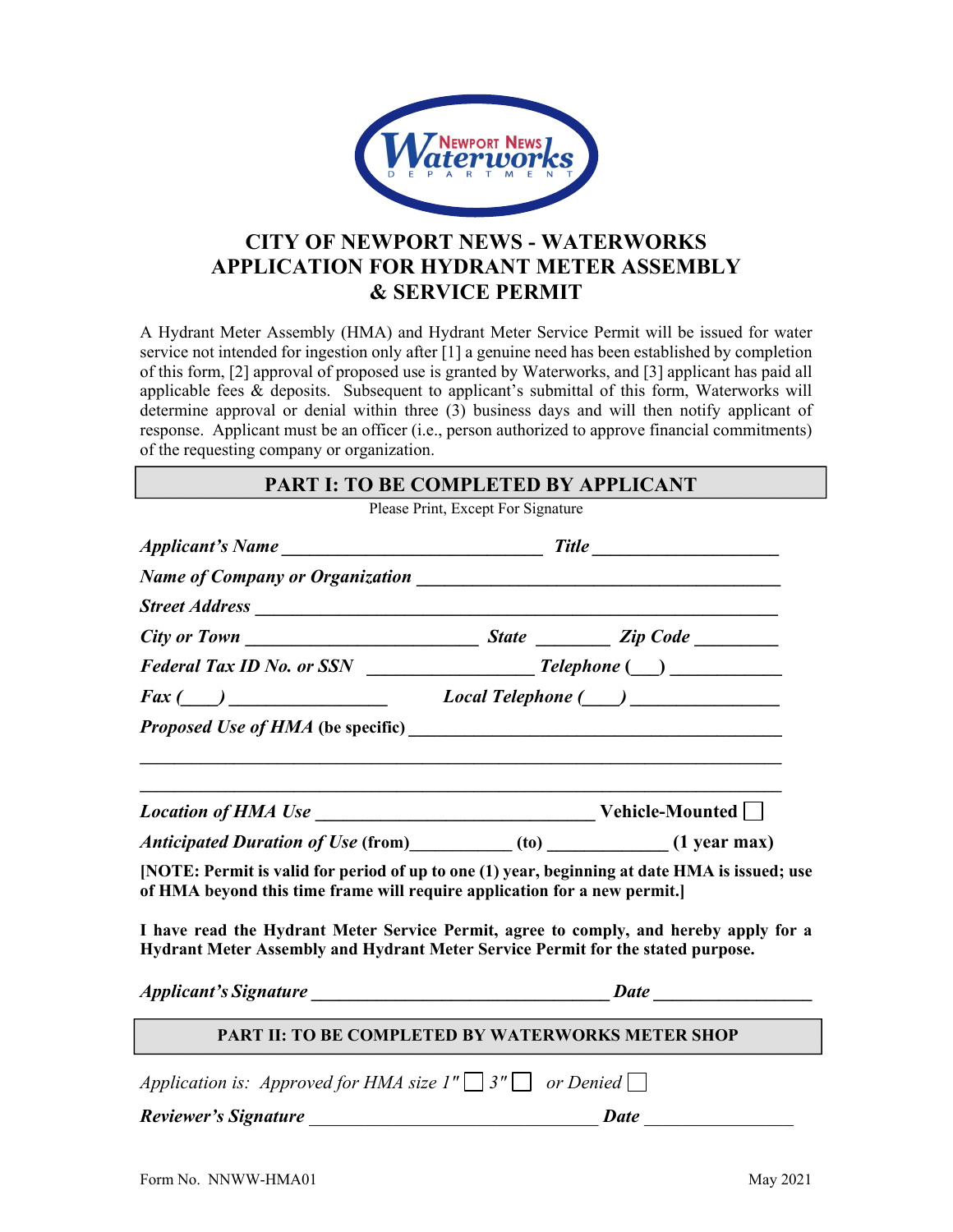Newport News Waterworks Department

# CITY OF NEWPORT NEWS - WATERWORKS APPLICATION FOR HYDRANT METER ASSEMBLY & SERVICE PERMIT

A Hydrant Meter Assembly (HMA) and Hydrant Meter Service Permit will be issued for water service not intended for ingestion only after [1] a genuine need has been established by completion of this form, [2] approval of proposed use is granted by Waterworks, and [3] applicant has paid all applicable fees & deposits. Subsequent to applicant's submittal of this form, Waterworks will determine approval or denial within three (3) business days and will then notify applicant of response. Applicant must be an officer (i.e., person authorized to approve financial commitments) of the requesting company or organization.

## PART I: TO BE COMPLETED BY APPLICANT

Please Print, Except For Signature

***Applicant's Name*** ____________________________ ***Title*** ____________________

***Name of Company or Organization*** ________________________________________

***Street Address*** __________________________________________________________

***City or Town*** _________________________ ***State*** ________ ***Zip Code*** _________

***Federal Tax ID No. or SSN*** _________________ ***Telephone*** **(___)** ____________

***Fax*** **(____)** _________________ ***Local Telephone*** **(____)** ________________

***Proposed Use of HMA*** **(be specific)** __________________________________________

_________________________________________________________________________

_________________________________________________________________________

***Location of HMA Use*** ______________________________ **Vehicle-Mounted** ☐

***Anticipated Duration of Use*** **(from)**___________ **(to)** _____________ **(1 year max)**

**[NOTE: Permit is valid for period of up to one (1) year, beginning at date HMA is issued; use of HMA beyond this time frame will require application for a new permit.]**

**I have read the Hydrant Meter Service Permit, agree to comply, and hereby apply for a Hydrant Meter Assembly and Hydrant Meter Service Permit for the stated purpose.**

***Applicant's Signature*** ________________________________ ***Date*** _________________

## PART II: TO BE COMPLETED BY WATERWORKS METER SHOP

*Application is: Approved for HMA size 1"* ☐ *3"* ☐ *or Denied* ☐

***Reviewer's Signature*** ________________________________ ***Date*** ________________

Form No. NNWW-HMA01 May 2021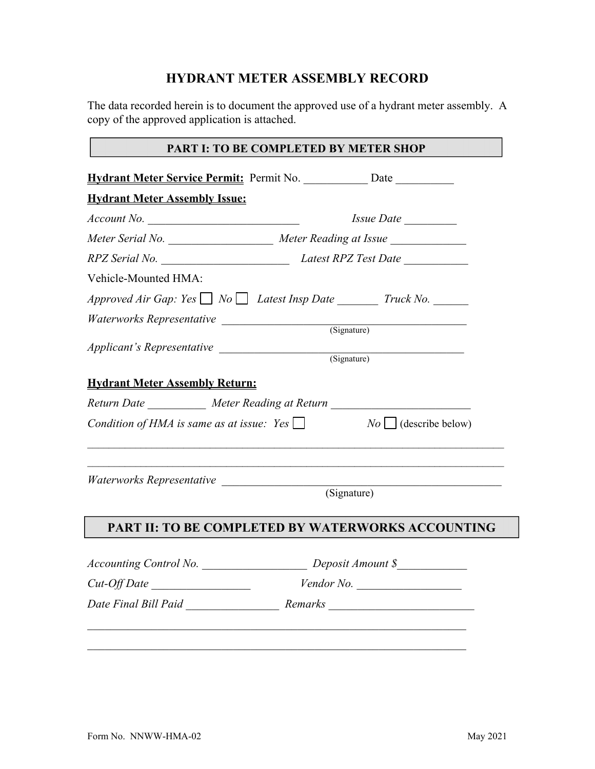# HYDRANT METER ASSEMBLY RECORD

The data recorded herein is to document the approved use of a hydrant meter assembly. A copy of the approved application is attached.

## PART I: TO BE COMPLETED BY METER SHOP

**Hydrant Meter Service Permit:** Permit No. ___________ Date __________

**Hydrant Meter Assembly Issue:**

*Account No.* ___________________________ *Issue Date* _________

*Meter Serial No.* __________________ *Meter Reading at Issue* _____________

*RPZ Serial No.* ______________________ *Latest RPZ Test Date* ___________

Vehicle-Mounted HMA:

*Approved Air Gap: Yes* ☐ *No* ☐ *Latest Insp Date* _______ *Truck No.* ______

*Waterworks Representative* ____________________________________________
(Signature)

*Applicant's Representative* ____________________________________________
(Signature)

**Hydrant Meter Assembly Return:**

*Return Date* __________ *Meter Reading at Return* ________________________

*Condition of HMA is same as at issue: Yes* ☐ *No* ☐ (describe below)

___________________________________________________________________________

___________________________________________________________________________

*Waterworks Representative* ___________________________________________________
(Signature)

## PART II: TO BE COMPLETED BY WATERWORKS ACCOUNTING

*Accounting Control No.* __________________ *Deposit Amount $*____________

*Cut-Off Date* _________________ *Vendor No.* __________________

*Date Final Bill Paid* ________________ *Remarks* ________________________

_____________________________________________________________________

_____________________________________________________________________

Form No. NNWW-HMA-02 May 2021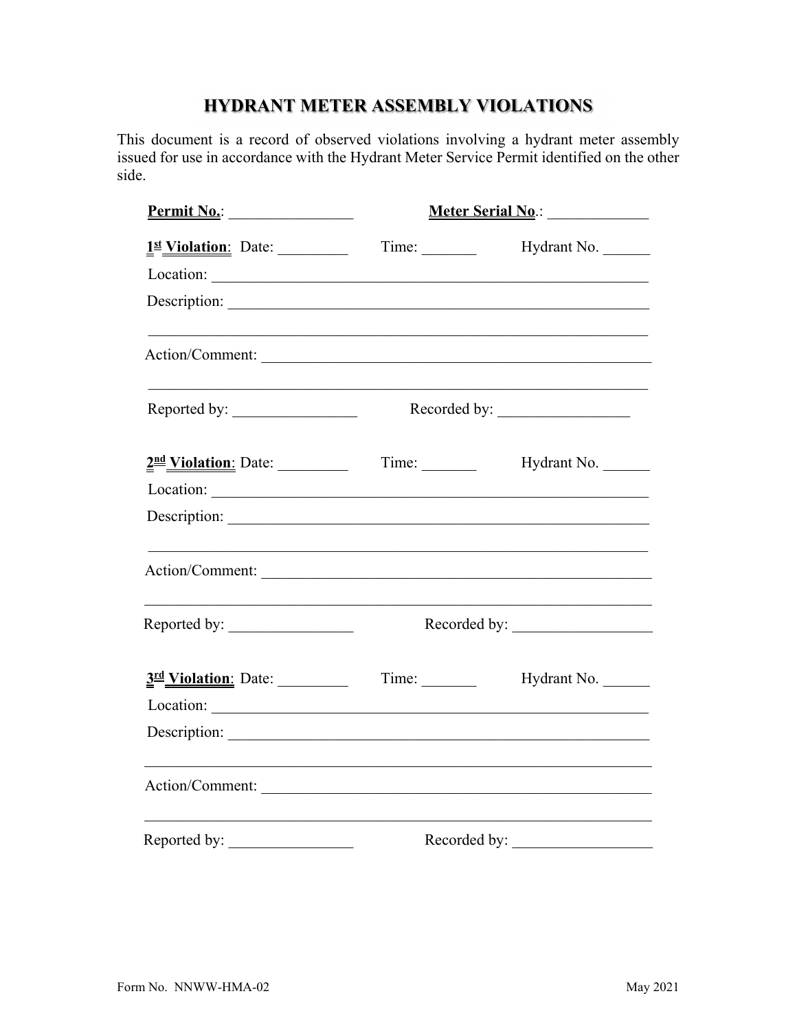# HYDRANT METER ASSEMBLY VIOLATIONS

This document is a record of observed violations involving a hydrant meter assembly issued for use in accordance with the Hydrant Meter Service Permit identified on the other side.

**Permit No.**: ________________ **Meter Serial No.**: _____________

**1st Violation**: Date: _________ Time: _______ Hydrant No. ______

Location: ___________________________________________________________

Description: _________________________________________________________

_____________________________________________________________________

Action/Comment: _____________________________________________________

_____________________________________________________________________

Reported by: ________________ Recorded by: _________________

**2nd Violation**: Date: _________ Time: _______ Hydrant No. ______

Location: ___________________________________________________________

Description: _________________________________________________________

_____________________________________________________________________

Action/Comment: _____________________________________________________

_____________________________________________________________________

Reported by: ________________ Recorded by: __________________

**3rd Violation**: Date: _________ Time: _______ Hydrant No. ______

Location: ___________________________________________________________

Description: _________________________________________________________

_____________________________________________________________________

Action/Comment: _____________________________________________________

_____________________________________________________________________

Reported by: ________________ Recorded by: __________________

Form No. NNWW-HMA-02 May 2021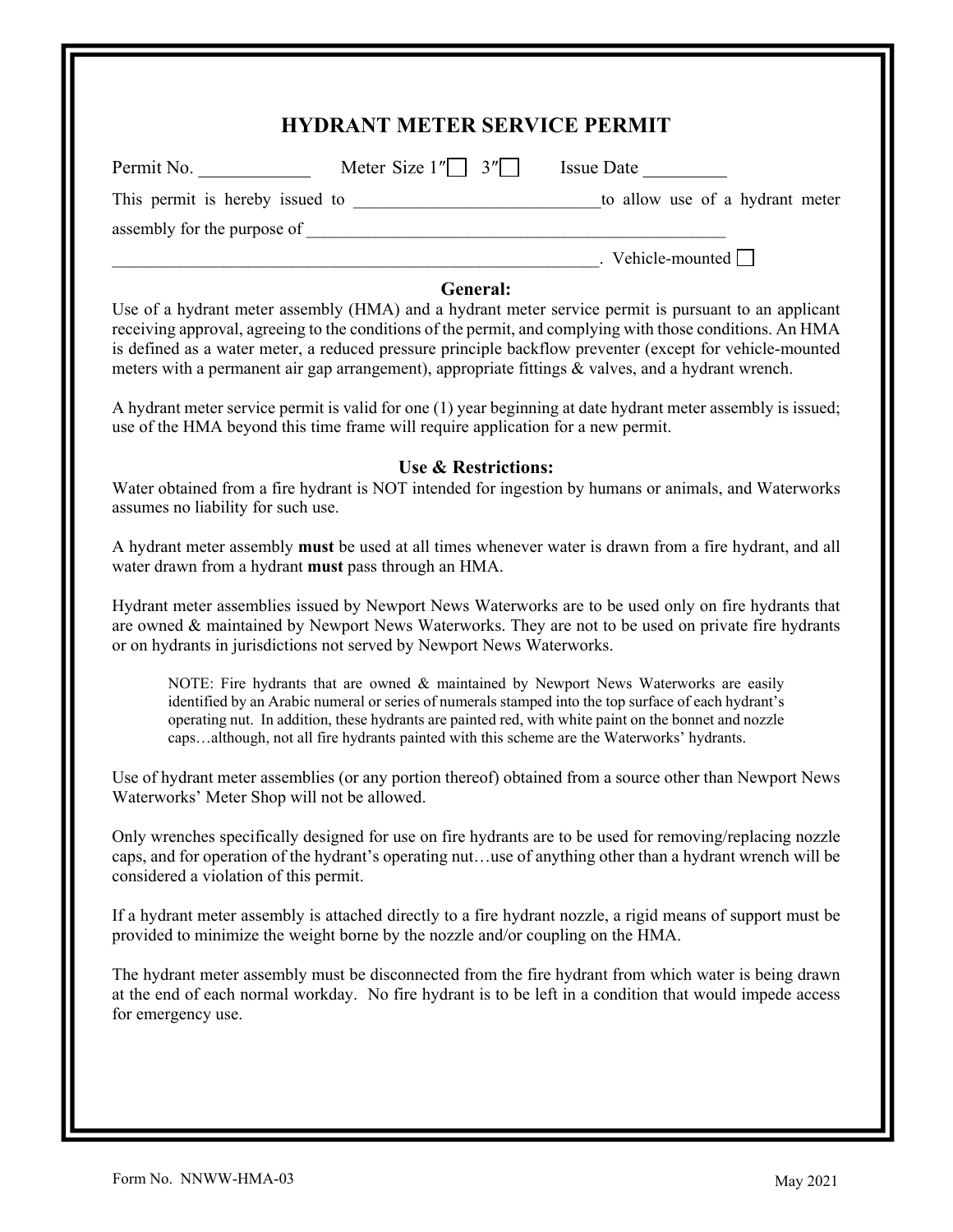# HYDRANT METER SERVICE PERMIT

Permit No. ____________ Meter Size 1″ ☐ 3″ ☐ Issue Date _________

This permit is hereby issued to ____________________________ to allow use of a hydrant meter assembly for the purpose of ________________________________________________

________________________________________________________. Vehicle-mounted ☐

## General:

Use of a hydrant meter assembly (HMA) and a hydrant meter service permit is pursuant to an applicant receiving approval, agreeing to the conditions of the permit, and complying with those conditions. An HMA is defined as a water meter, a reduced pressure principle backflow preventer (except for vehicle-mounted meters with a permanent air gap arrangement), appropriate fittings & valves, and a hydrant wrench.

A hydrant meter service permit is valid for one (1) year beginning at date hydrant meter assembly is issued; use of the HMA beyond this time frame will require application for a new permit.

## Use & Restrictions:

Water obtained from a fire hydrant is NOT intended for ingestion by humans or animals, and Waterworks assumes no liability for such use.

A hydrant meter assembly **must** be used at all times whenever water is drawn from a fire hydrant, and all water drawn from a hydrant **must** pass through an HMA.

Hydrant meter assemblies issued by Newport News Waterworks are to be used only on fire hydrants that are owned & maintained by Newport News Waterworks. They are not to be used on private fire hydrants or on hydrants in jurisdictions not served by Newport News Waterworks.

> NOTE: Fire hydrants that are owned & maintained by Newport News Waterworks are easily identified by an Arabic numeral or series of numerals stamped into the top surface of each hydrant's operating nut. In addition, these hydrants are painted red, with white paint on the bonnet and nozzle caps…although, not all fire hydrants painted with this scheme are the Waterworks' hydrants.

Use of hydrant meter assemblies (or any portion thereof) obtained from a source other than Newport News Waterworks' Meter Shop will not be allowed.

Only wrenches specifically designed for use on fire hydrants are to be used for removing/replacing nozzle caps, and for operation of the hydrant's operating nut…use of anything other than a hydrant wrench will be considered a violation of this permit.

If a hydrant meter assembly is attached directly to a fire hydrant nozzle, a rigid means of support must be provided to minimize the weight borne by the nozzle and/or coupling on the HMA.

The hydrant meter assembly must be disconnected from the fire hydrant from which water is being drawn at the end of each normal workday. No fire hydrant is to be left in a condition that would impede access for emergency use.

Form No. NNWW-HMA-03 May 2021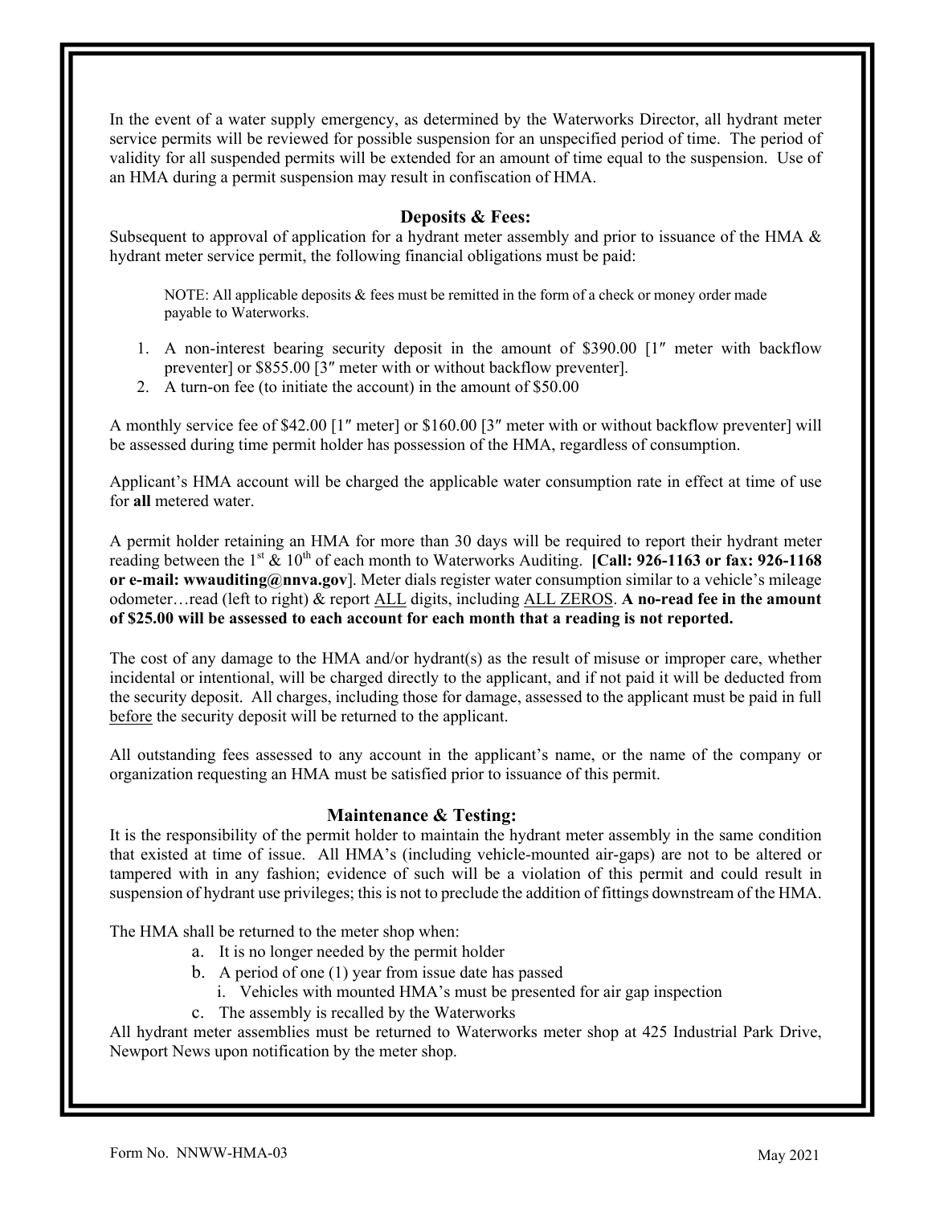In the event of a water supply emergency, as determined by the Waterworks Director, all hydrant meter service permits will be reviewed for possible suspension for an unspecified period of time. The period of validity for all suspended permits will be extended for an amount of time equal to the suspension. Use of an HMA during a permit suspension may result in confiscation of HMA.

## Deposits & Fees:

Subsequent to approval of application for a hydrant meter assembly and prior to issuance of the HMA & hydrant meter service permit, the following financial obligations must be paid:

NOTE: All applicable deposits & fees must be remitted in the form of a check or money order made payable to Waterworks.

1. A non-interest bearing security deposit in the amount of $390.00 [1″ meter with backflow preventer] or $855.00 [3″ meter with or without backflow preventer].
2. A turn-on fee (to initiate the account) in the amount of $50.00

A monthly service fee of $42.00 [1″ meter] or $160.00 [3″ meter with or without backflow preventer] will be assessed during time permit holder has possession of the HMA, regardless of consumption.

Applicant's HMA account will be charged the applicable water consumption rate in effect at time of use for **all** metered water.

A permit holder retaining an HMA for more than 30 days will be required to report their hydrant meter reading between the 1st & 10th of each month to Waterworks Auditing. **[Call: 926-1163 or fax: 926-1168 or e-mail: wwauditing@nnva.gov]**. Meter dials register water consumption similar to a vehicle's mileage odometer…read (left to right) & report ALL digits, including ALL ZEROS. **A no-read fee in the amount of $25.00 will be assessed to each account for each month that a reading is not reported.**

The cost of any damage to the HMA and/or hydrant(s) as the result of misuse or improper care, whether incidental or intentional, will be charged directly to the applicant, and if not paid it will be deducted from the security deposit. All charges, including those for damage, assessed to the applicant must be paid in full before the security deposit will be returned to the applicant.

All outstanding fees assessed to any account in the applicant's name, or the name of the company or organization requesting an HMA must be satisfied prior to issuance of this permit.

## Maintenance & Testing:

It is the responsibility of the permit holder to maintain the hydrant meter assembly in the same condition that existed at time of issue. All HMA's (including vehicle-mounted air-gaps) are not to be altered or tampered with in any fashion; evidence of such will be a violation of this permit and could result in suspension of hydrant use privileges; this is not to preclude the addition of fittings downstream of the HMA.

The HMA shall be returned to the meter shop when:

a. It is no longer needed by the permit holder
b. A period of one (1) year from issue date has passed
   i. Vehicles with mounted HMA's must be presented for air gap inspection
c. The assembly is recalled by the Waterworks

All hydrant meter assemblies must be returned to Waterworks meter shop at 425 Industrial Park Drive, Newport News upon notification by the meter shop.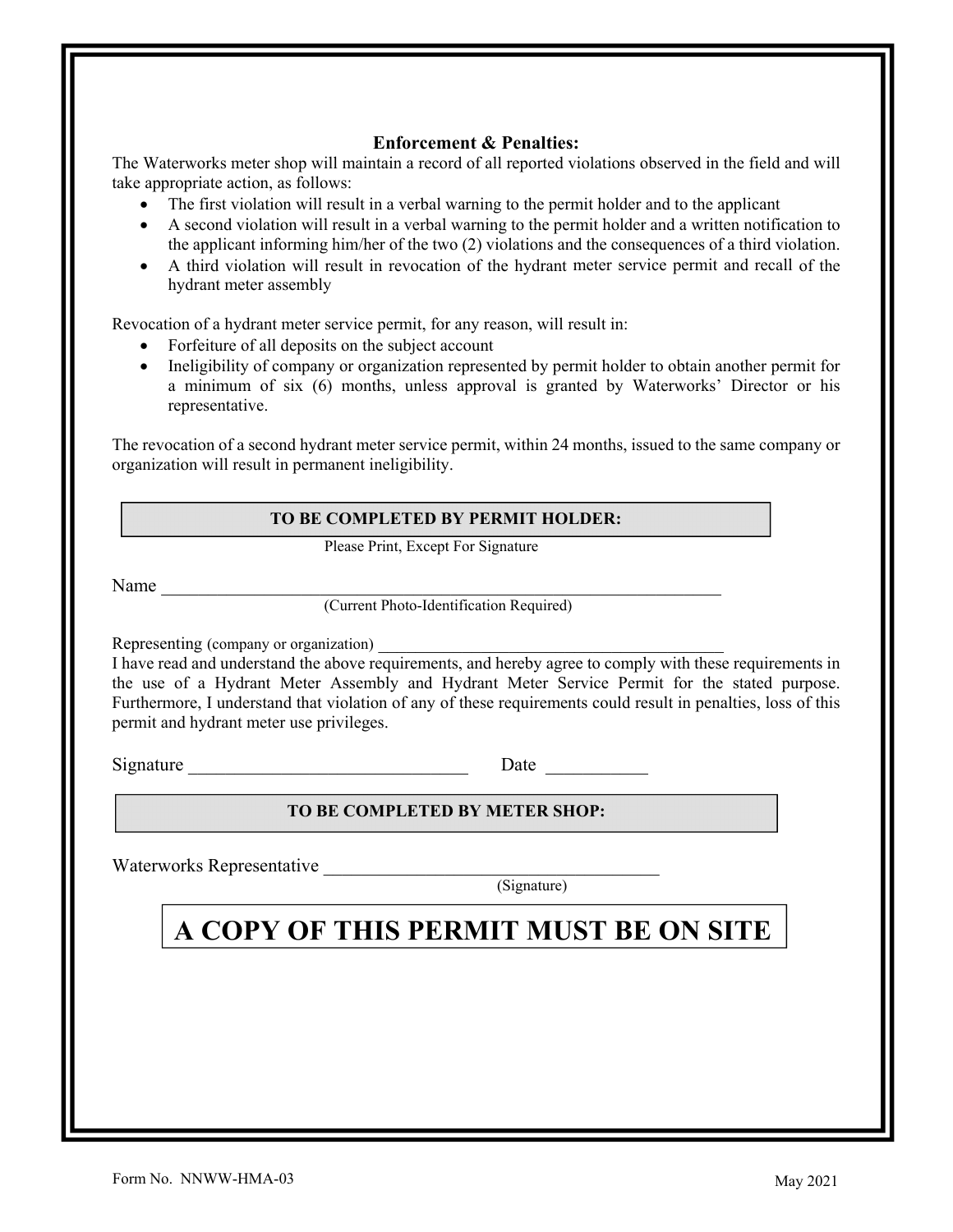### Enforcement & Penalties:

The Waterworks meter shop will maintain a record of all reported violations observed in the field and will take appropriate action, as follows:

- The first violation will result in a verbal warning to the permit holder and to the applicant
- A second violation will result in a verbal warning to the permit holder and a written notification to the applicant informing him/her of the two (2) violations and the consequences of a third violation.
- A third violation will result in revocation of the hydrant meter service permit and recall of the hydrant meter assembly

Revocation of a hydrant meter service permit, for any reason, will result in:

- Forfeiture of all deposits on the subject account
- Ineligibility of company or organization represented by permit holder to obtain another permit for a minimum of six (6) months, unless approval is granted by Waterworks' Director or his representative.

The revocation of a second hydrant meter service permit, within 24 months, issued to the same company or organization will result in permanent ineligibility.

**TO BE COMPLETED BY PERMIT HOLDER:**

Please Print, Except For Signature

Name ______________________________________________________________

(Current Photo-Identification Required)

Representing (company or organization) ________________________________________

I have read and understand the above requirements, and hereby agree to comply with these requirements in the use of a Hydrant Meter Assembly and Hydrant Meter Service Permit for the stated purpose. Furthermore, I understand that violation of any of these requirements could result in penalties, loss of this permit and hydrant meter use privileges.

Signature ______________________________ Date ___________

**TO BE COMPLETED BY METER SHOP:**

Waterworks Representative ____________________________________

(Signature)

# A COPY OF THIS PERMIT MUST BE ON SITE

Form No. NNWW-HMA-03 May 2021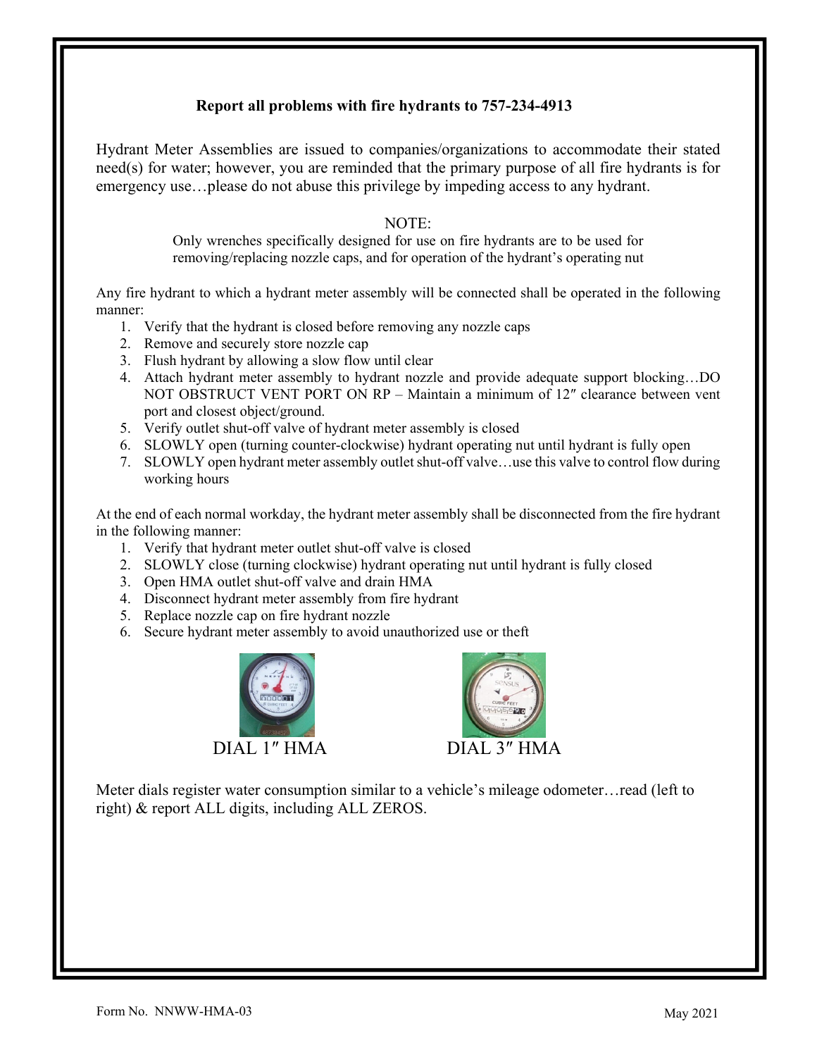**Report all problems with fire hydrants to 757-234-4913**

Hydrant Meter Assemblies are issued to companies/organizations to accommodate their stated need(s) for water; however, you are reminded that the primary purpose of all fire hydrants is for emergency use…please do not abuse this privilege by impeding access to any hydrant.

NOTE:
Only wrenches specifically designed for use on fire hydrants are to be used for removing/replacing nozzle caps, and for operation of the hydrant's operating nut

Any fire hydrant to which a hydrant meter assembly will be connected shall be operated in the following manner:

1. Verify that the hydrant is closed before removing any nozzle caps
2. Remove and securely store nozzle cap
3. Flush hydrant by allowing a slow flow until clear
4. Attach hydrant meter assembly to hydrant nozzle and provide adequate support blocking…DO NOT OBSTRUCT VENT PORT ON RP – Maintain a minimum of 12″ clearance between vent port and closest object/ground.
5. Verify outlet shut-off valve of hydrant meter assembly is closed
6. SLOWLY open (turning counter-clockwise) hydrant operating nut until hydrant is fully open
7. SLOWLY open hydrant meter assembly outlet shut-off valve…use this valve to control flow during working hours

At the end of each normal workday, the hydrant meter assembly shall be disconnected from the fire hydrant in the following manner:

1. Verify that hydrant meter outlet shut-off valve is closed
2. SLOWLY close (turning clockwise) hydrant operating nut until hydrant is fully closed
3. Open HMA outlet shut-off valve and drain HMA
4. Disconnect hydrant meter assembly from fire hydrant
5. Replace nozzle cap on fire hydrant nozzle
6. Secure hydrant meter assembly to avoid unauthorized use or theft

DIAL 1″ HMA

DIAL 3″ HMA

Meter dials register water consumption similar to a vehicle's mileage odometer…read (left to right) & report ALL digits, including ALL ZEROS.

Form No. NNWW-HMA-03

May 2021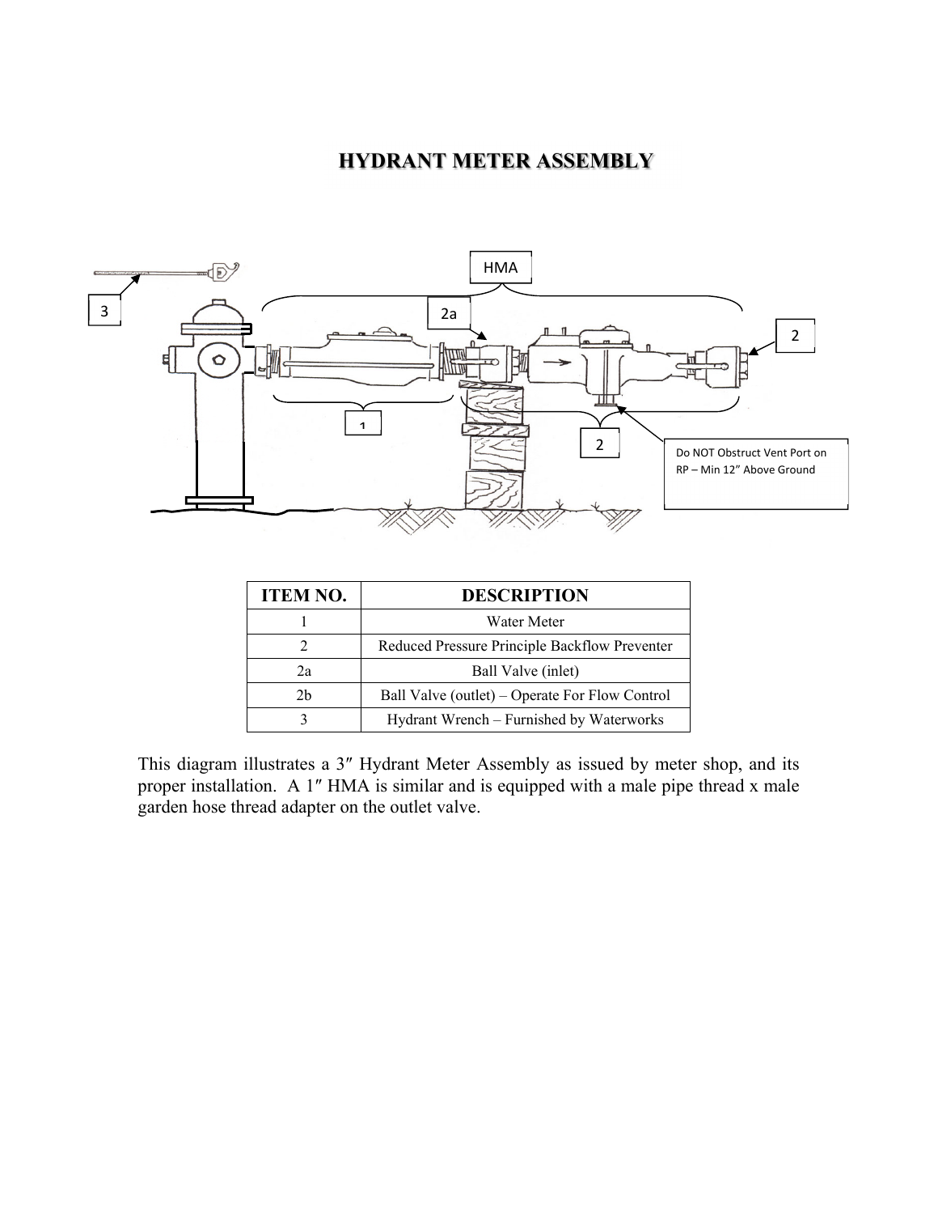# HYDRANT METER ASSEMBLY

| ITEM NO. | DESCRIPTION |
| --- | --- |
| 1 | Water Meter |
| 2 | Reduced Pressure Principle Backflow Preventer |
| 2a | Ball Valve (inlet) |
| 2b | Ball Valve (outlet) – Operate For Flow Control |
| 3 | Hydrant Wrench – Furnished by Waterworks |

This diagram illustrates a 3″ Hydrant Meter Assembly as issued by meter shop, and its proper installation. A 1″ HMA is similar and is equipped with a male pipe thread x male garden hose thread adapter on the outlet valve.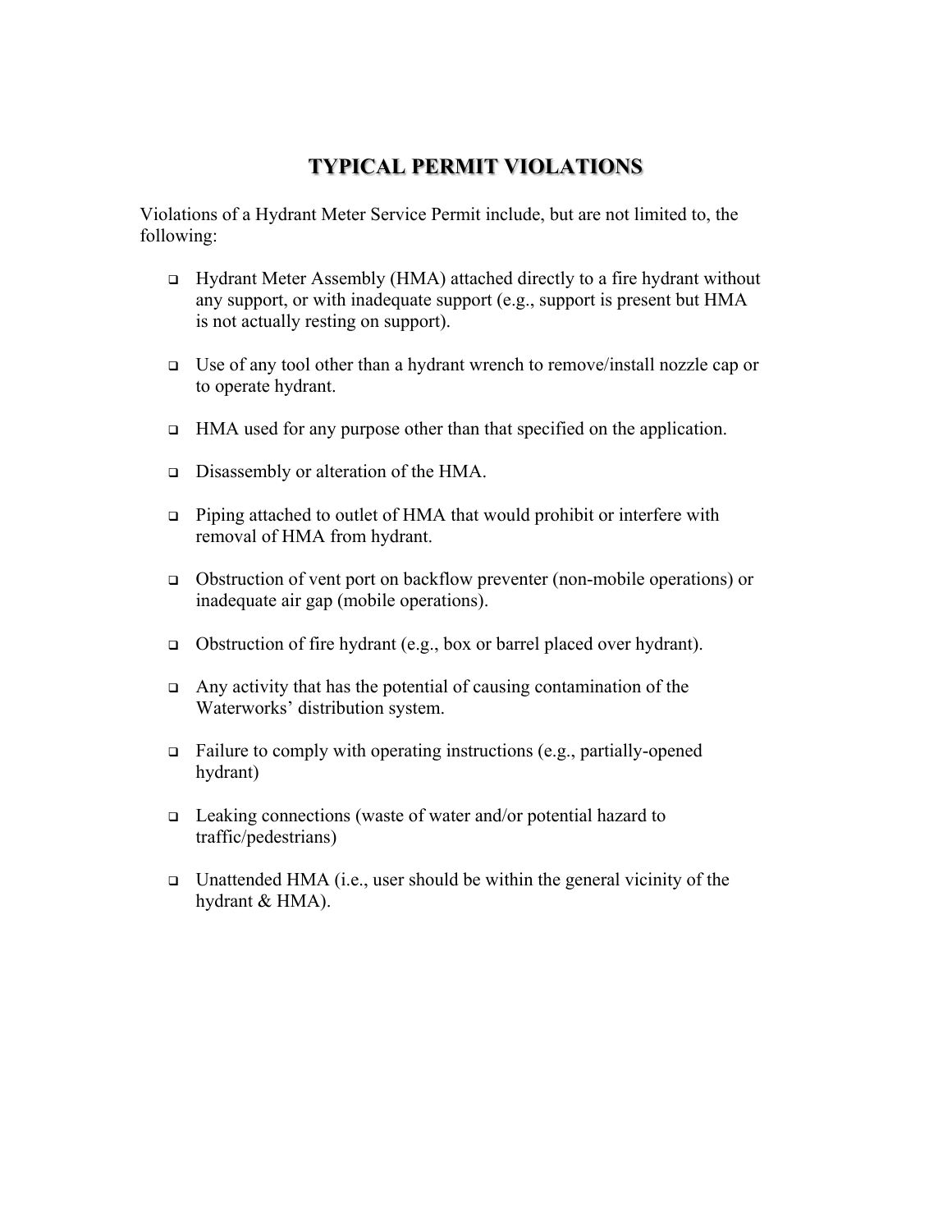# TYPICAL PERMIT VIOLATIONS

Violations of a Hydrant Meter Service Permit include, but are not limited to, the following:

- Hydrant Meter Assembly (HMA) attached directly to a fire hydrant without any support, or with inadequate support (e.g., support is present but HMA is not actually resting on support).
- Use of any tool other than a hydrant wrench to remove/install nozzle cap or to operate hydrant.
- HMA used for any purpose other than that specified on the application.
- Disassembly or alteration of the HMA.
- Piping attached to outlet of HMA that would prohibit or interfere with removal of HMA from hydrant.
- Obstruction of vent port on backflow preventer (non-mobile operations) or inadequate air gap (mobile operations).
- Obstruction of fire hydrant (e.g., box or barrel placed over hydrant).
- Any activity that has the potential of causing contamination of the Waterworks' distribution system.
- Failure to comply with operating instructions (e.g., partially-opened hydrant)
- Leaking connections (waste of water and/or potential hazard to traffic/pedestrians)
- Unattended HMA (i.e., user should be within the general vicinity of the hydrant & HMA).